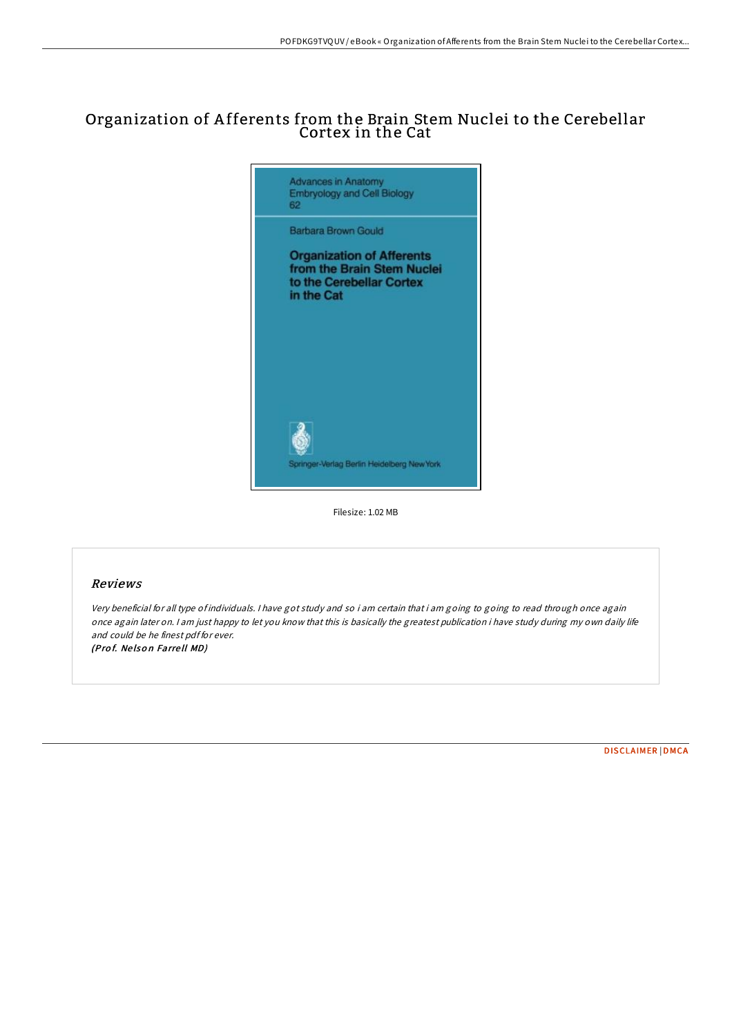# Organization of Afferents from the Brain Stem Nuclei to the Cerebellar Cortex in the Cat

Advances in Anatomy Embryology and Cell Biology 62

Barbara Brown Gould

**Organization of Afferents from the Brain Stem Nuclei to the Cerebellar Cortex in the Cat**

Springer-Verlag Berlin Heidelberg New York

Filesize: 1.02 MB

## Reviews

*Very beneficial for all type of individuals. I have got study and so i am certain that i am going to going to read through once again once again later on. I am just happy to let you know that this is basically the greatest publication i have study during my own daily life and could be he finest pdf for ever.*

***(Prof. Nelson Farrell MD)***

DISCLAIMER | DMCA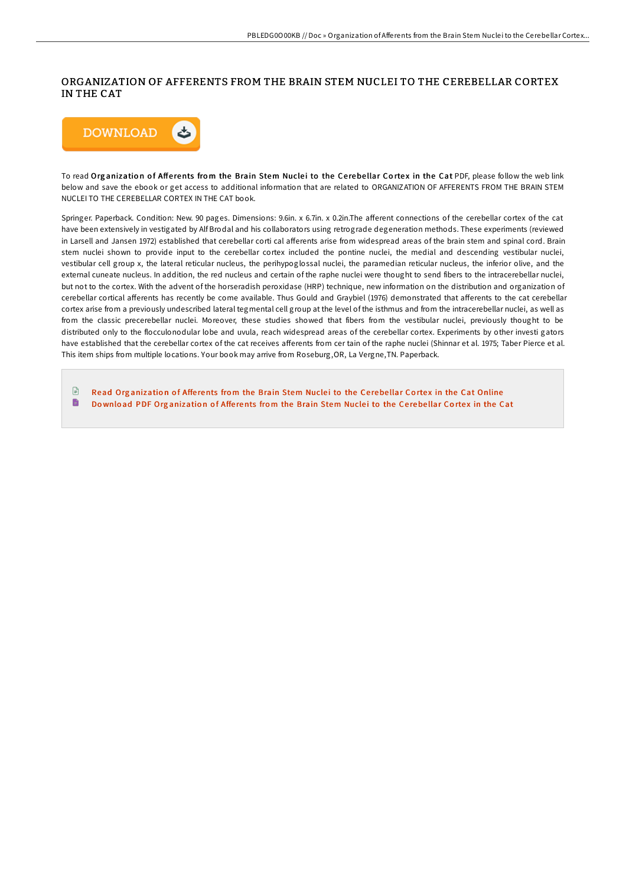# ORGANIZATION OF AFFERENTS FROM THE BRAIN STEM NUCLEI TO THE CEREBELLAR CORTEX IN THE CAT

DOWNLOAD

To read **Organization of Afferents from the Brain Stem Nuclei to the Cerebellar Cortex in the Cat** PDF, please follow the web link below and save the ebook or get access to additional information that are related to ORGANIZATION OF AFFERENTS FROM THE BRAIN STEM NUCLEI TO THE CEREBELLAR CORTEX IN THE CAT book.

Springer. Paperback. Condition: New. 90 pages. Dimensions: 9.6in. x 6.7in. x 0.2in.The afferent connections of the cerebellar cortex of the cat have been extensively investigated by Alf Brodal and his collaborators using retrograde degeneration methods. These experiments (reviewed in Larsell and Jansen 1972) established that cerebellar corti cal afferents arise from widespread areas of the brain stem and spinal cord. Brain stem nuclei shown to provide input to the cerebellar cortex included the pontine nuclei, the medial and descending vestibular nuclei, vestibular cell group x, the lateral reticular nucleus, the perihypoglossal nuclei, the paramedian reticular nucleus, the inferior olive, and the external cuneate nucleus. In addition, the red nucleus and certain of the raphe nuclei were thought to send fibers to the intracerebellar nuclei, but not to the cortex. With the advent of the horseradish peroxidase (HRP) technique, new information on the distribution and organization of cerebellar cortical afferents has recently be come available. Thus Gould and Graybiel (1976) demonstrated that afferents to the cat cerebellar cortex arise from a previously undescribed lateral tegmental cell group at the level of the isthmus and from the intracerebellar nuclei, as well as from the classic precerebellar nuclei. Moreover, these studies showed that fibers from the vestibular nuclei, previously thought to be distributed only to the flocculonodular lobe and uvula, reach widespread areas of the cerebellar cortex. Experiments by other investi gators have established that the cerebellar cortex of the cat receives afferents from cer tain of the raphe nuclei (Shinnar et al. 1975; Taber Pierce et al. This item ships from multiple locations. Your book may arrive from Roseburg,OR, La Vergne,TN. Paperback.

- Read Organization of Afferents from the Brain Stem Nuclei to the Cerebellar Cortex in the Cat Online
- Download PDF Organization of Afferents from the Brain Stem Nuclei to the Cerebellar Cortex in the Cat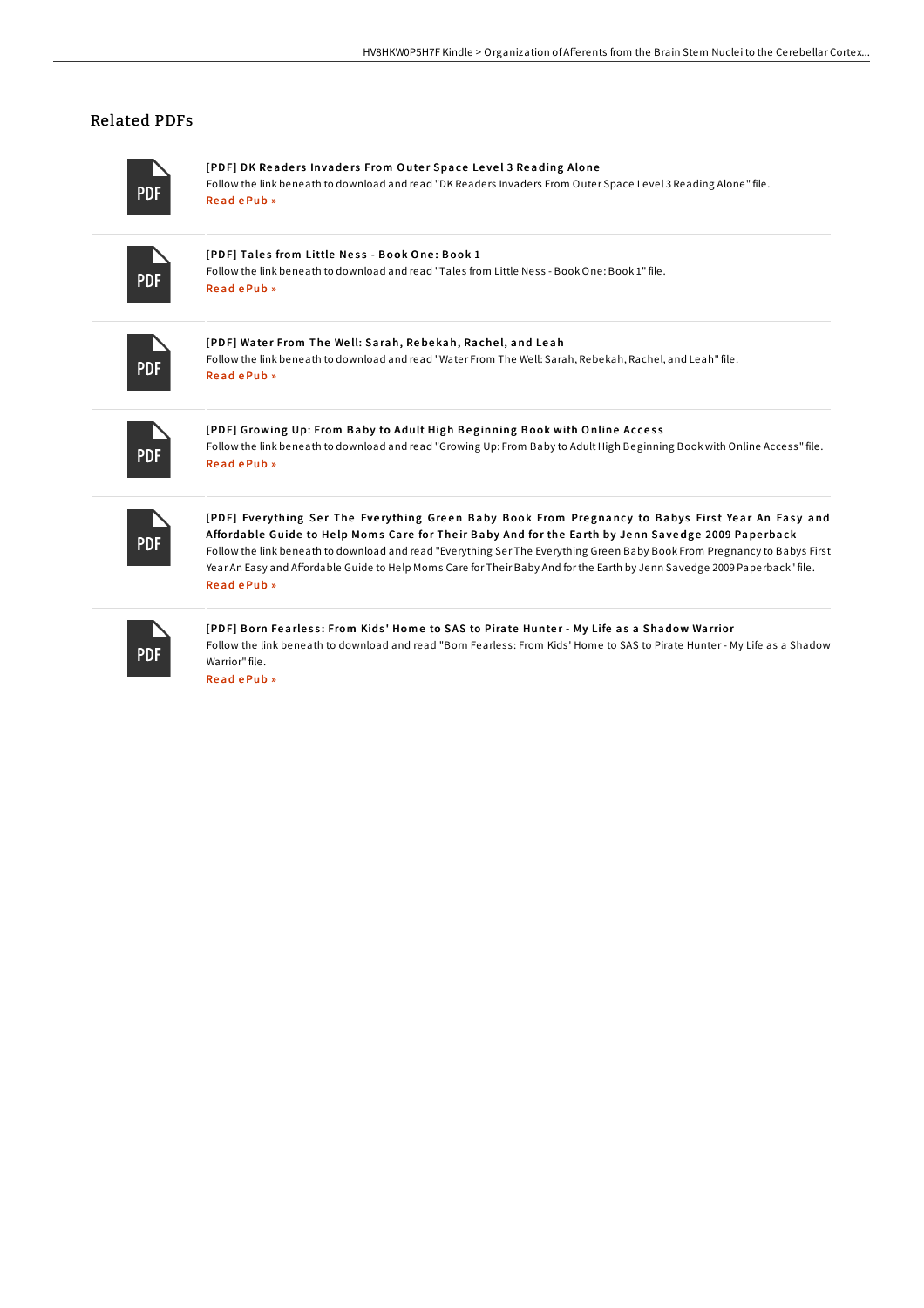## Related PDFs

[PDF] DK Readers Invaders From Outer Space Level 3 Reading Alone
Follow the link beneath to download and read "DK Readers Invaders From Outer Space Level 3 Reading Alone" file.
Read ePub »

[PDF] Tales from Little Ness - Book One: Book 1
Follow the link beneath to download and read "Tales from Little Ness - Book One: Book 1" file.
Read ePub »

[PDF] Water From The Well: Sarah, Rebekah, Rachel, and Leah
Follow the link beneath to download and read "Water From The Well: Sarah, Rebekah, Rachel, and Leah" file.
Read ePub »

[PDF] Growing Up: From Baby to Adult High Beginning Book with Online Access
Follow the link beneath to download and read "Growing Up: From Baby to Adult High Beginning Book with Online Access" file.
Read ePub »

[PDF] Everything Ser The Everything Green Baby Book From Pregnancy to Babys First Year An Easy and Affordable Guide to Help Moms Care for Their Baby And for the Earth by Jenn Savedge 2009 Paperback
Follow the link beneath to download and read "Everything Ser The Everything Green Baby Book From Pregnancy to Babys First Year An Easy and Affordable Guide to Help Moms Care for Their Baby And for the Earth by Jenn Savedge 2009 Paperback" file.
Read ePub »

[PDF] Born Fearless: From Kids' Home to SAS to Pirate Hunter - My Life as a Shadow Warrior
Follow the link beneath to download and read "Born Fearless: From Kids' Home to SAS to Pirate Hunter - My Life as a Shadow Warrior" file.
Read ePub »